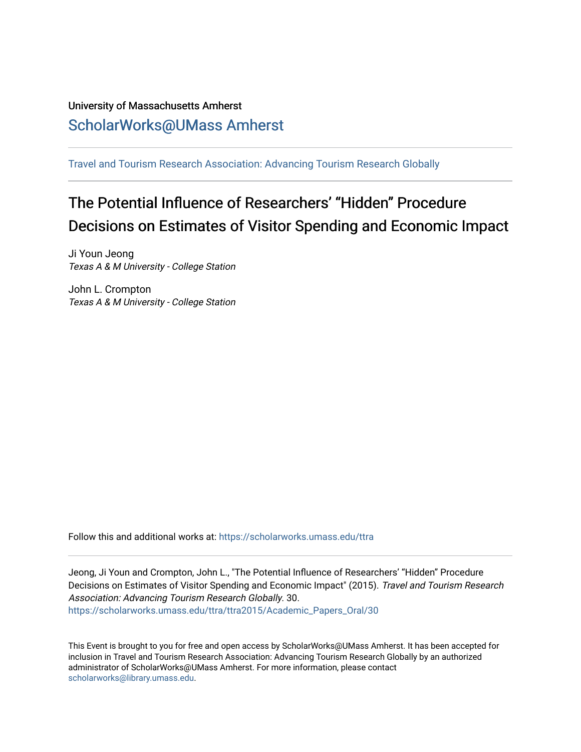University of Massachusetts Amherst

ScholarWorks@UMass Amherst

Travel and Tourism Research Association: Advancing Tourism Research Globally

# The Potential Influence of Researchers' "Hidden" Procedure Decisions on Estimates of Visitor Spending and Economic Impact

Ji Youn Jeong
*Texas A & M University - College Station*

John L. Crompton
*Texas A & M University - College Station*

Follow this and additional works at: https://scholarworks.umass.edu/ttra

Jeong, Ji Youn and Crompton, John L., "The Potential Influence of Researchers' "Hidden" Procedure Decisions on Estimates of Visitor Spending and Economic Impact" (2015). *Travel and Tourism Research Association: Advancing Tourism Research Globally*. 30.
https://scholarworks.umass.edu/ttra/ttra2015/Academic_Papers_Oral/30

This Event is brought to you for free and open access by ScholarWorks@UMass Amherst. It has been accepted for inclusion in Travel and Tourism Research Association: Advancing Tourism Research Globally by an authorized administrator of ScholarWorks@UMass Amherst. For more information, please contact scholarworks@library.umass.edu.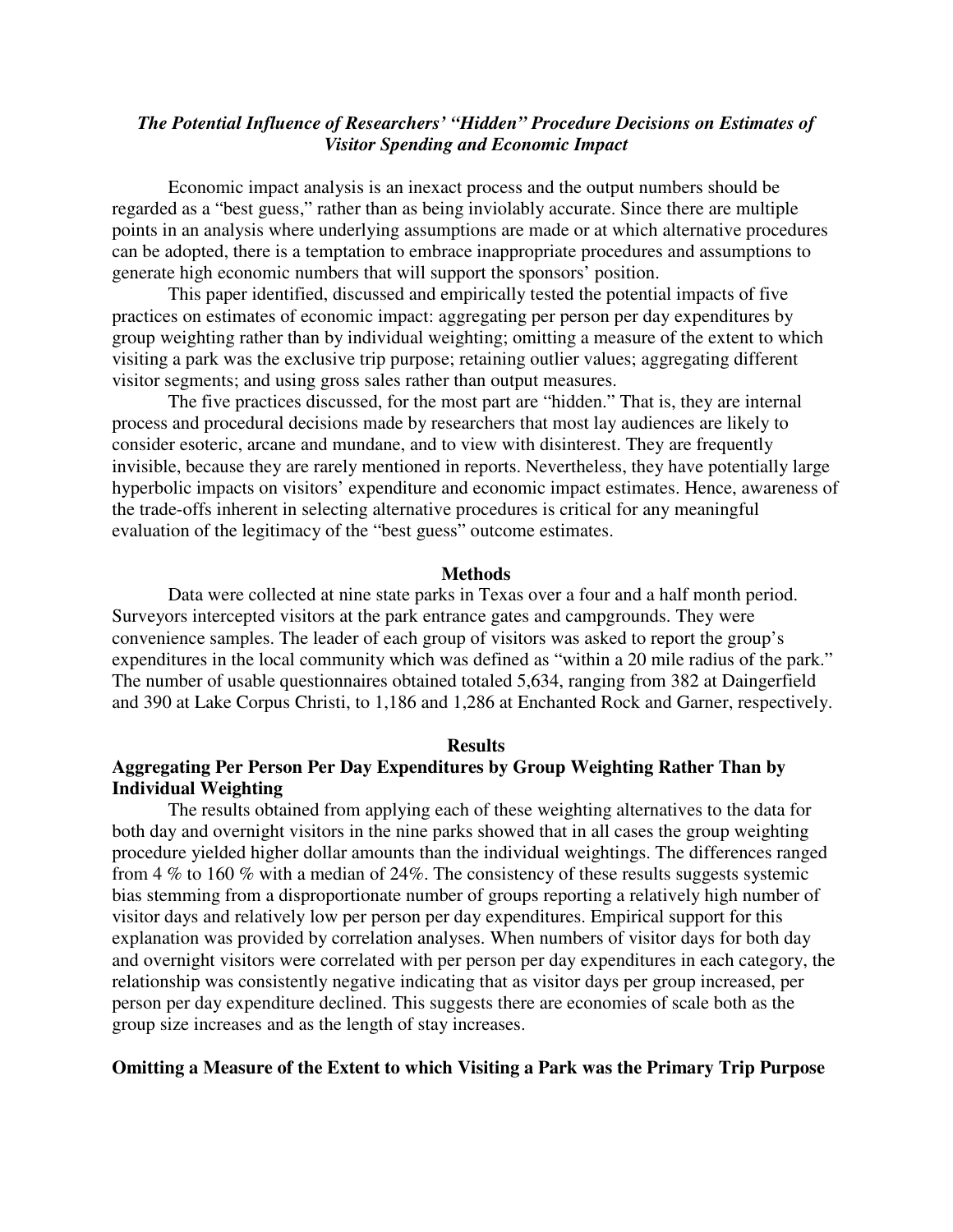### *The Potential Influence of Researchers' "Hidden" Procedure Decisions on Estimates of Visitor Spending and Economic Impact*

Economic impact analysis is an inexact process and the output numbers should be regarded as a "best guess," rather than as being inviolably accurate. Since there are multiple points in an analysis where underlying assumptions are made or at which alternative procedures can be adopted, there is a temptation to embrace inappropriate procedures and assumptions to generate high economic numbers that will support the sponsors' position.

This paper identified, discussed and empirically tested the potential impacts of five practices on estimates of economic impact: aggregating per person per day expenditures by group weighting rather than by individual weighting; omitting a measure of the extent to which visiting a park was the exclusive trip purpose; retaining outlier values; aggregating different visitor segments; and using gross sales rather than output measures.

The five practices discussed, for the most part are "hidden." That is, they are internal process and procedural decisions made by researchers that most lay audiences are likely to consider esoteric, arcane and mundane, and to view with disinterest. They are frequently invisible, because they are rarely mentioned in reports. Nevertheless, they have potentially large hyperbolic impacts on visitors' expenditure and economic impact estimates. Hence, awareness of the trade-offs inherent in selecting alternative procedures is critical for any meaningful evaluation of the legitimacy of the "best guess" outcome estimates.

## Methods

Data were collected at nine state parks in Texas over a four and a half month period. Surveyors intercepted visitors at the park entrance gates and campgrounds. They were convenience samples. The leader of each group of visitors was asked to report the group's expenditures in the local community which was defined as "within a 20 mile radius of the park." The number of usable questionnaires obtained totaled 5,634, ranging from 382 at Daingerfield and 390 at Lake Corpus Christi, to 1,186 and 1,286 at Enchanted Rock and Garner, respectively.

## Results

### Aggregating Per Person Per Day Expenditures by Group Weighting Rather Than by Individual Weighting

The results obtained from applying each of these weighting alternatives to the data for both day and overnight visitors in the nine parks showed that in all cases the group weighting procedure yielded higher dollar amounts than the individual weightings. The differences ranged from 4 % to 160 % with a median of 24%. The consistency of these results suggests systemic bias stemming from a disproportionate number of groups reporting a relatively high number of visitor days and relatively low per person per day expenditures. Empirical support for this explanation was provided by correlation analyses. When numbers of visitor days for both day and overnight visitors were correlated with per person per day expenditures in each category, the relationship was consistently negative indicating that as visitor days per group increased, per person per day expenditure declined. This suggests there are economies of scale both as the group size increases and as the length of stay increases.

### Omitting a Measure of the Extent to which Visiting a Park was the Primary Trip Purpose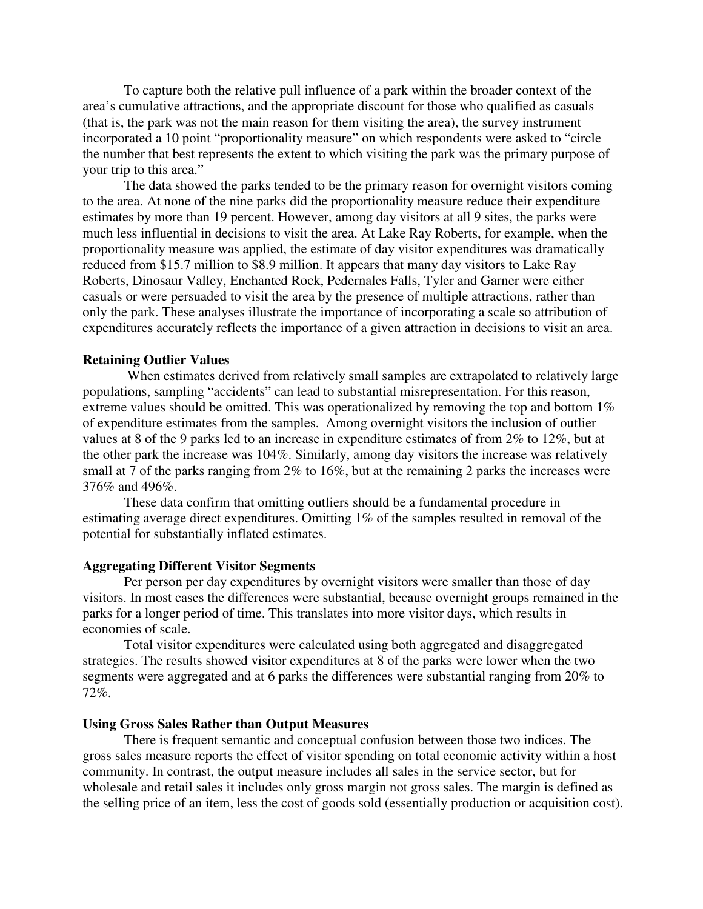To capture both the relative pull influence of a park within the broader context of the area's cumulative attractions, and the appropriate discount for those who qualified as casuals (that is, the park was not the main reason for them visiting the area), the survey instrument incorporated a 10 point "proportionality measure" on which respondents were asked to "circle the number that best represents the extent to which visiting the park was the primary purpose of your trip to this area."

The data showed the parks tended to be the primary reason for overnight visitors coming to the area. At none of the nine parks did the proportionality measure reduce their expenditure estimates by more than 19 percent. However, among day visitors at all 9 sites, the parks were much less influential in decisions to visit the area. At Lake Ray Roberts, for example, when the proportionality measure was applied, the estimate of day visitor expenditures was dramatically reduced from $15.7 million to $8.9 million. It appears that many day visitors to Lake Ray Roberts, Dinosaur Valley, Enchanted Rock, Pedernales Falls, Tyler and Garner were either casuals or were persuaded to visit the area by the presence of multiple attractions, rather than only the park. These analyses illustrate the importance of incorporating a scale so attribution of expenditures accurately reflects the importance of a given attraction in decisions to visit an area.

**Retaining Outlier Values**

When estimates derived from relatively small samples are extrapolated to relatively large populations, sampling "accidents" can lead to substantial misrepresentation. For this reason, extreme values should be omitted. This was operationalized by removing the top and bottom 1% of expenditure estimates from the samples. Among overnight visitors the inclusion of outlier values at 8 of the 9 parks led to an increase in expenditure estimates of from 2% to 12%, but at the other park the increase was 104%. Similarly, among day visitors the increase was relatively small at 7 of the parks ranging from 2% to 16%, but at the remaining 2 parks the increases were 376% and 496%.

These data confirm that omitting outliers should be a fundamental procedure in estimating average direct expenditures. Omitting 1% of the samples resulted in removal of the potential for substantially inflated estimates.

**Aggregating Different Visitor Segments**

Per person per day expenditures by overnight visitors were smaller than those of day visitors. In most cases the differences were substantial, because overnight groups remained in the parks for a longer period of time. This translates into more visitor days, which results in economies of scale.

Total visitor expenditures were calculated using both aggregated and disaggregated strategies. The results showed visitor expenditures at 8 of the parks were lower when the two segments were aggregated and at 6 parks the differences were substantial ranging from 20% to 72%.

**Using Gross Sales Rather than Output Measures**

There is frequent semantic and conceptual confusion between those two indices. The gross sales measure reports the effect of visitor spending on total economic activity within a host community. In contrast, the output measure includes all sales in the service sector, but for wholesale and retail sales it includes only gross margin not gross sales. The margin is defined as the selling price of an item, less the cost of goods sold (essentially production or acquisition cost).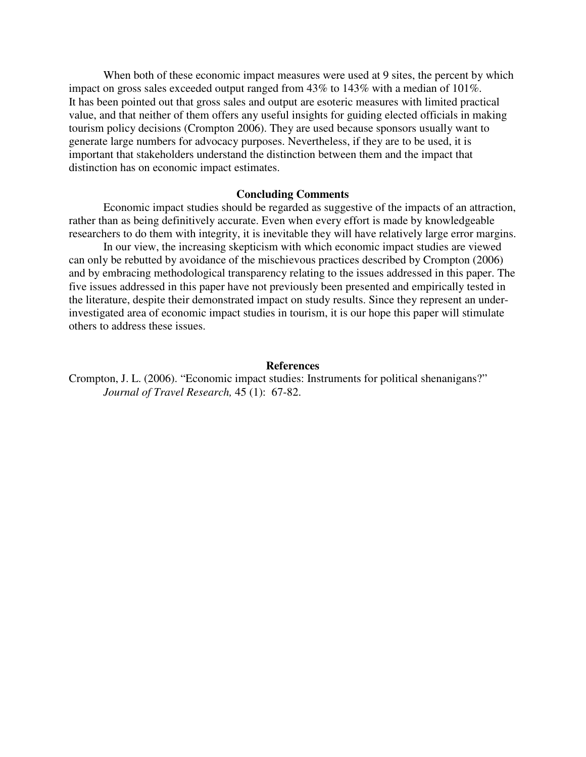When both of these economic impact measures were used at 9 sites, the percent by which impact on gross sales exceeded output ranged from 43% to 143% with a median of 101%. It has been pointed out that gross sales and output are esoteric measures with limited practical value, and that neither of them offers any useful insights for guiding elected officials in making tourism policy decisions (Crompton 2006). They are used because sponsors usually want to generate large numbers for advocacy purposes. Nevertheless, if they are to be used, it is important that stakeholders understand the distinction between them and the impact that distinction has on economic impact estimates.

## Concluding Comments

Economic impact studies should be regarded as suggestive of the impacts of an attraction, rather than as being definitively accurate. Even when every effort is made by knowledgeable researchers to do them with integrity, it is inevitable they will have relatively large error margins.

In our view, the increasing skepticism with which economic impact studies are viewed can only be rebutted by avoidance of the mischievous practices described by Crompton (2006) and by embracing methodological transparency relating to the issues addressed in this paper. The five issues addressed in this paper have not previously been presented and empirically tested in the literature, despite their demonstrated impact on study results. Since they represent an under-investigated area of economic impact studies in tourism, it is our hope this paper will stimulate others to address these issues.

## References

Crompton, J. L. (2006). "Economic impact studies: Instruments for political shenanigans?" *Journal of Travel Research,* 45 (1): 67-82.